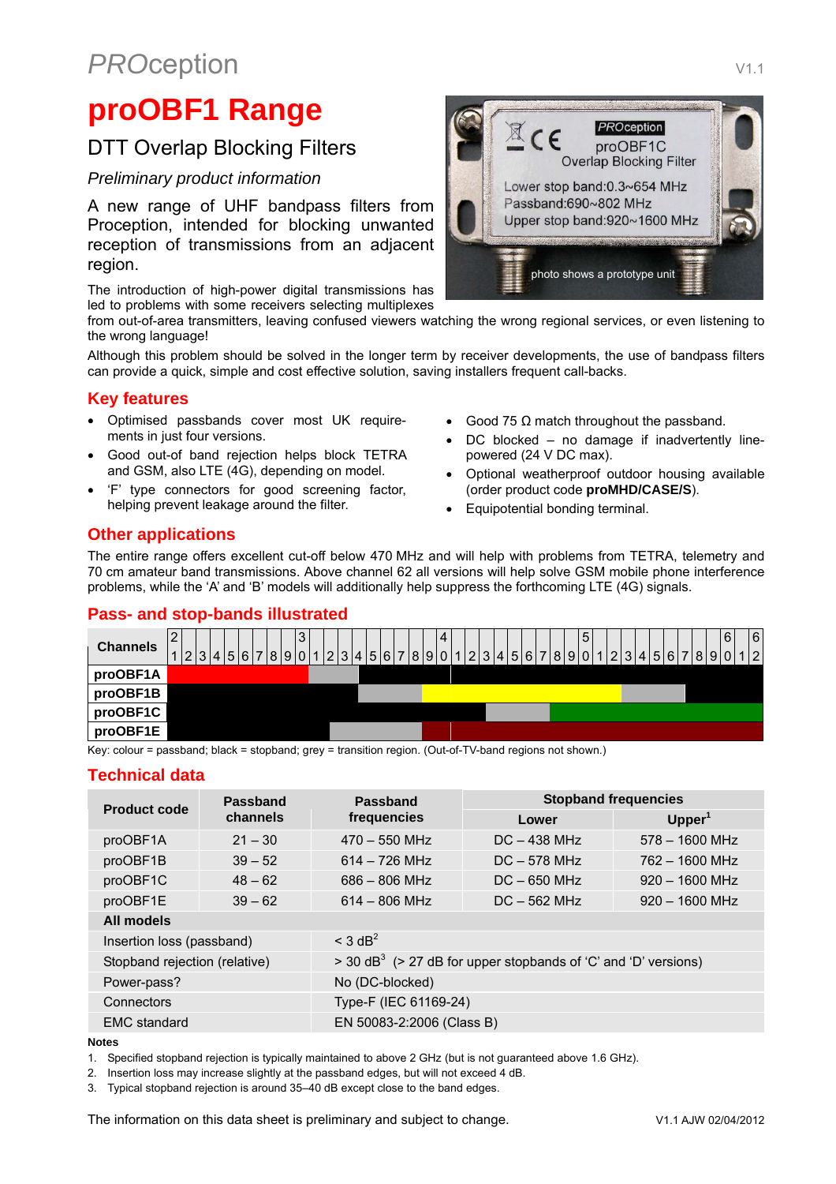# proOBF1 Range

## DTT Overlap Blocking Filters

*Preliminary product information*

A new range of UHF bandpass filters from Proception, intended for blocking unwanted reception of transmissions from an adjacent region.

The introduction of high-power digital transmissions has led to problems with some receivers selecting multiplexes from out-of-area transmitters, leaving confused viewers watching the wrong regional services, or even listening to the wrong language!

Although this problem should be solved in the longer term by receiver developments, the use of bandpass filters can provide a quick, simple and cost effective solution, saving installers frequent call-backs.

## Key features

- Optimised passbands cover most UK requirements in just four versions.
- Good out-of band rejection helps block TETRA and GSM, also LTE (4G), depending on model.
- 'F' type connectors for good screening factor, helping prevent leakage around the filter.
- Good 75 Ω match throughout the passband.
- DC blocked – no damage if inadvertently line-powered (24 V DC max).
- Optional weatherproof outdoor housing available (order product code **proMHD/CASE/S**).
- Equipotential bonding terminal.

## Other applications

The entire range offers excellent cut-off below 470 MHz and will help with problems from TETRA, telemetry and 70 cm amateur band transmissions. Above channel 62 all versions will help solve GSM mobile phone interference problems, while the 'A' and 'B' models will additionally help suppress the forthcoming LTE (4G) signals.

## Pass- and stop-bands illustrated

| Channels | Passband | Transition | Stopband |
|---|---|---|---|
| proOBF1A | 21–30 | 31–34 | 35–62 |
| proOBF1B | 39–52 | 35–38, 53–57 | 21–34, 58–62 |
| proOBF1C | 48–62 | 43–47 | 21–42 |
| proOBF1E | 39–62 | 33–38 | 21–32 |

Key: colour = passband; black = stopband; grey = transition region. (Out-of-TV-band regions not shown.)

## Technical data

| Product code | Passband channels | Passband frequencies | Stopband frequencies | |
|---|---|---|---|---|
| | | | Lower | Upper[1] |
| proOBF1A | 21 – 30 | 470 – 550 MHz | DC – 438 MHz | 578 – 1600 MHz |
| proOBF1B | 39 – 52 | 614 – 726 MHz | DC – 578 MHz | 762 – 1600 MHz |
| proOBF1C | 48 – 62 | 686 – 806 MHz | DC – 650 MHz | 920 – 1600 MHz |
| proOBF1E | 39 – 62 | 614 – 806 MHz | DC – 562 MHz | 920 – 1600 MHz |
| **All models** | | | | |
| Insertion loss (passband) | | < 3 dB[2] | | |
| Stopband rejection (relative) | | > 30 dB[3] (> 27 dB for upper stopbands of 'C' and 'D' versions) | | |
| Power-pass? | | No (DC-blocked) | | |
| Connectors | | Type-F (IEC 61169-24) | | |
| EMC standard | | EN 50083-2:2006 (Class B) | | |

**Notes**

1. Specified stopband rejection is typically maintained to above 2 GHz (but is not guaranteed above 1.6 GHz).
2. Insertion loss may increase slightly at the passband edges, but will not exceed 4 dB.
3. Typical stopband rejection is around 35–40 dB except close to the band edges.

The information on this data sheet is preliminary and subject to change.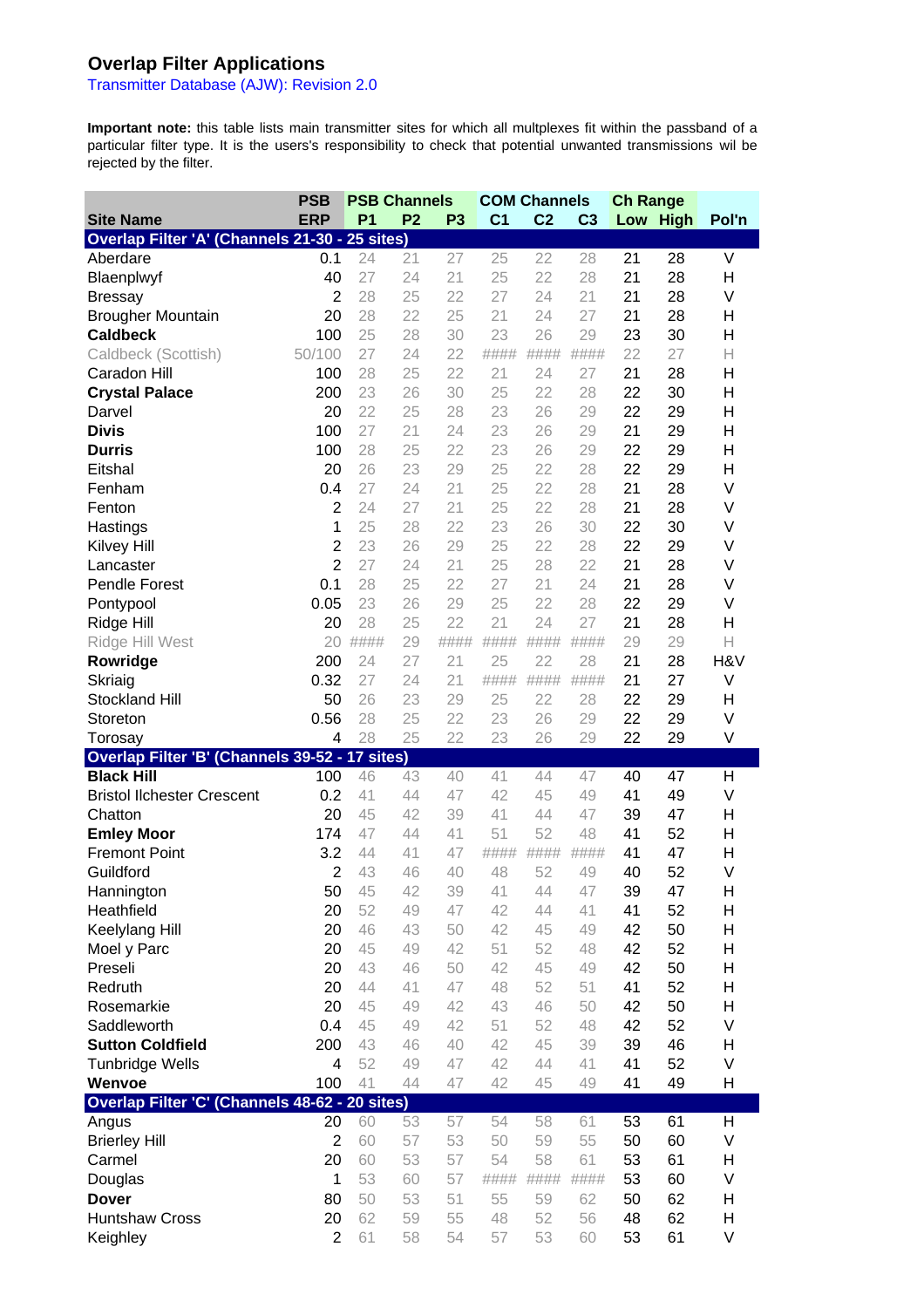# Overlap Filter Applications

Transmitter Database (AJW): Revision 2.0

**Important note:** this table lists main transmitter sites for which all multiplexes fit within the passband of a particular filter type. It is the users's responsibility to check that potential unwanted transmissions wil be rejected by the filter.

| Site Name | PSB ERP | PSB Channels P1 | P2 | P3 | COM Channels C1 | C2 | C3 | Ch Range Low | High | Pol'n |
|---|---|---|---|---|---|---|---|---|---|---|
| **Overlap Filter 'A' (Channels 21-30 - 25 sites)** | | | | | | | | | | |
| Aberdare | 0.1 | 24 | 21 | 27 | 25 | 22 | 28 | 21 | 28 | V |
| Blaenplwyf | 40 | 27 | 24 | 21 | 25 | 22 | 28 | 21 | 28 | H |
| Bressay | 2 | 28 | 25 | 22 | 27 | 24 | 21 | 21 | 28 | V |
| Brougher Mountain | 20 | 28 | 22 | 25 | 21 | 24 | 27 | 21 | 28 | H |
| **Caldbeck** | 100 | 25 | 28 | 30 | 23 | 26 | 29 | 23 | 30 | H |
| Caldbeck (Scottish) | 50/100 | 27 | 24 | 22 | #### | #### | #### | 22 | 27 | H |
| Caradon Hill | 100 | 28 | 25 | 22 | 21 | 24 | 27 | 21 | 28 | H |
| **Crystal Palace** | 200 | 23 | 26 | 30 | 25 | 22 | 28 | 22 | 30 | H |
| Darvel | 20 | 22 | 25 | 28 | 23 | 26 | 29 | 22 | 29 | H |
| **Divis** | 100 | 27 | 21 | 24 | 23 | 26 | 29 | 21 | 29 | H |
| **Durris** | 100 | 28 | 25 | 22 | 23 | 26 | 29 | 22 | 29 | H |
| Eitshal | 20 | 26 | 23 | 29 | 25 | 22 | 28 | 22 | 29 | H |
| Fenham | 0.4 | 27 | 24 | 21 | 25 | 22 | 28 | 21 | 28 | V |
| Fenton | 2 | 24 | 27 | 21 | 25 | 22 | 28 | 21 | 28 | V |
| Hastings | 1 | 25 | 28 | 22 | 23 | 26 | 30 | 22 | 30 | V |
| Kilvey Hill | 2 | 23 | 26 | 29 | 25 | 22 | 28 | 22 | 29 | V |
| Lancaster | 2 | 27 | 24 | 21 | 25 | 28 | 22 | 21 | 28 | V |
| Pendle Forest | 0.1 | 28 | 25 | 22 | 27 | 21 | 24 | 21 | 28 | V |
| Pontypool | 0.05 | 23 | 26 | 29 | 25 | 22 | 28 | 22 | 29 | V |
| Ridge Hill | 20 | 28 | 25 | 22 | 21 | 24 | 27 | 21 | 28 | H |
| Ridge Hill West | 20 | #### | 29 | #### | #### | #### | #### | 29 | 29 | H |
| **Rowridge** | 200 | 24 | 27 | 21 | 25 | 22 | 28 | 21 | 28 | H&V |
| Skriaig | 0.32 | 27 | 24 | 21 | #### | #### | #### | 21 | 27 | V |
| Stockland Hill | 50 | 26 | 23 | 29 | 25 | 22 | 28 | 22 | 29 | H |
| Storeton | 0.56 | 28 | 25 | 22 | 23 | 26 | 29 | 22 | 29 | V |
| Torosay | 4 | 28 | 25 | 22 | 23 | 26 | 29 | 22 | 29 | V |
| **Overlap Filter 'B' (Channels 39-52 - 17 sites)** | | | | | | | | | | |
| **Black Hill** | 100 | 46 | 43 | 40 | 41 | 44 | 47 | 40 | 47 | H |
| Bristol Ilchester Crescent | 0.2 | 41 | 44 | 47 | 42 | 45 | 49 | 41 | 49 | V |
| Chatton | 20 | 45 | 42 | 39 | 41 | 44 | 47 | 39 | 47 | H |
| **Emley Moor** | 174 | 47 | 44 | 41 | 51 | 52 | 48 | 41 | 52 | H |
| Fremont Point | 3.2 | 44 | 41 | 47 | #### | #### | #### | 41 | 47 | H |
| Guildford | 2 | 43 | 46 | 40 | 48 | 52 | 49 | 40 | 52 | V |
| Hannington | 50 | 45 | 42 | 39 | 41 | 44 | 47 | 39 | 47 | H |
| Heathfield | 20 | 52 | 49 | 47 | 42 | 44 | 41 | 41 | 52 | H |
| Keelylang Hill | 20 | 46 | 43 | 50 | 42 | 45 | 49 | 42 | 50 | H |
| Moel y Parc | 20 | 45 | 49 | 42 | 51 | 52 | 48 | 42 | 52 | H |
| Preseli | 20 | 43 | 46 | 50 | 42 | 45 | 49 | 42 | 50 | H |
| Redruth | 20 | 44 | 41 | 47 | 48 | 52 | 51 | 41 | 52 | H |
| Rosemarkie | 20 | 45 | 49 | 42 | 43 | 46 | 50 | 42 | 50 | H |
| Saddleworth | 0.4 | 45 | 49 | 42 | 51 | 52 | 48 | 42 | 52 | V |
| **Sutton Coldfield** | 200 | 43 | 46 | 40 | 42 | 45 | 39 | 39 | 46 | H |
| Tunbridge Wells | 4 | 52 | 49 | 47 | 42 | 44 | 41 | 41 | 52 | V |
| **Wenvoe** | 100 | 41 | 44 | 47 | 42 | 45 | 49 | 41 | 49 | H |
| **Overlap Filter 'C' (Channels 48-62 - 20 sites)** | | | | | | | | | | |
| Angus | 20 | 60 | 53 | 57 | 54 | 58 | 61 | 53 | 61 | H |
| Brierley Hill | 2 | 60 | 57 | 53 | 50 | 59 | 55 | 50 | 60 | V |
| Carmel | 20 | 60 | 53 | 57 | 54 | 58 | 61 | 53 | 61 | H |
| Douglas | 1 | 53 | 60 | 57 | #### | #### | #### | 53 | 60 | V |
| **Dover** | 80 | 50 | 53 | 51 | 55 | 59 | 62 | 50 | 62 | H |
| Huntshaw Cross | 20 | 62 | 59 | 55 | 48 | 52 | 56 | 48 | 62 | H |
| Keighley | 2 | 61 | 58 | 54 | 57 | 53 | 60 | 53 | 61 | V |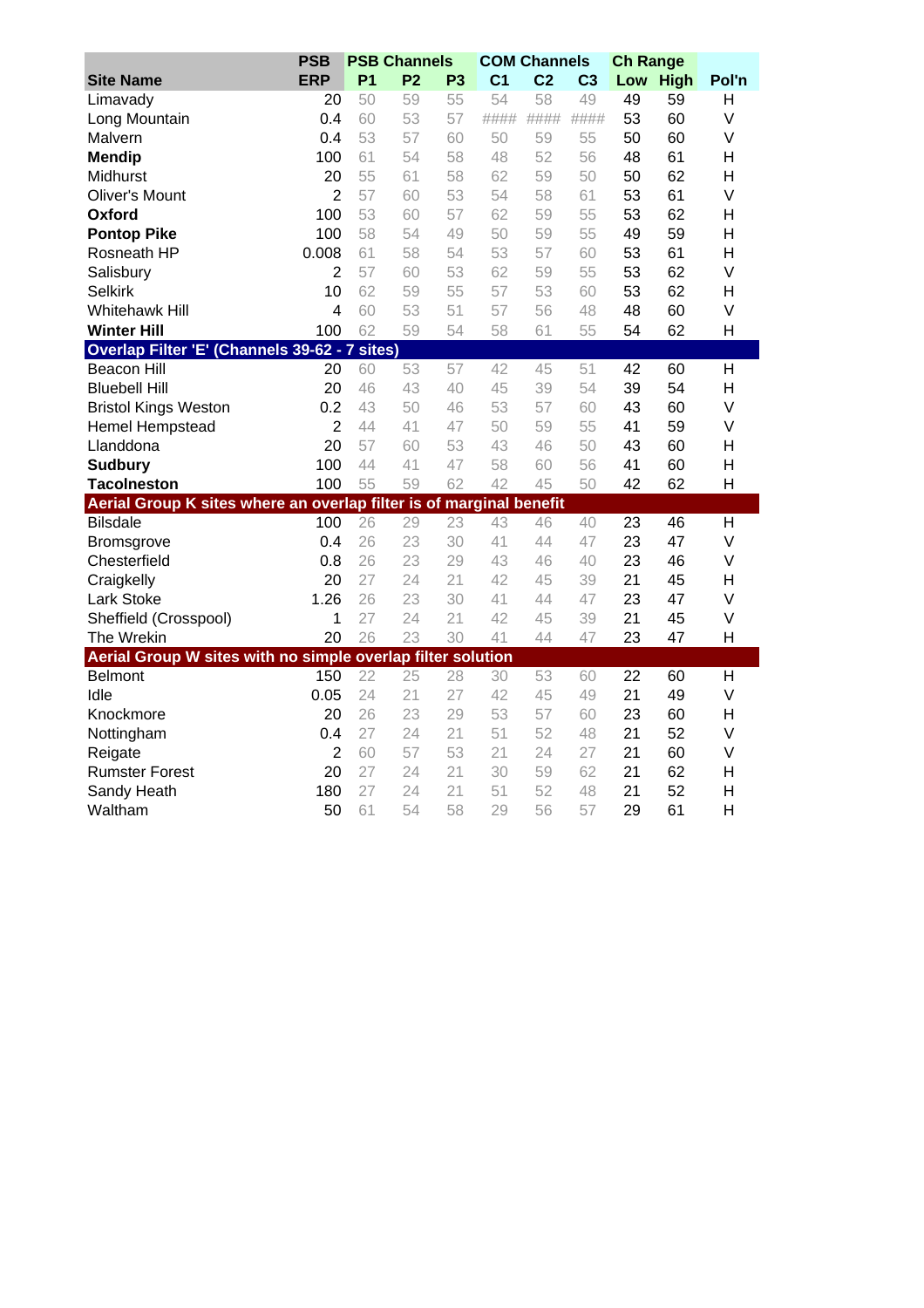| Site Name | PSB ERP | PSB Channels P1 | P2 | P3 | COM Channels C1 | C2 | C3 | Ch Range Low | High | Pol'n |
|---|---|---|---|---|---|---|---|---|---|---|
| Limavady | 20 | 50 | 59 | 55 | 54 | 58 | 49 | 49 | 59 | H |
| Long Mountain | 0.4 | 60 | 53 | 57 | #### | #### | #### | 53 | 60 | V |
| Malvern | 0.4 | 53 | 57 | 60 | 50 | 59 | 55 | 50 | 60 | V |
| **Mendip** | 100 | 61 | 54 | 58 | 48 | 52 | 56 | 48 | 61 | H |
| Midhurst | 20 | 55 | 61 | 58 | 62 | 59 | 50 | 50 | 62 | H |
| Oliver's Mount | 2 | 57 | 60 | 53 | 54 | 58 | 61 | 53 | 61 | V |
| **Oxford** | 100 | 53 | 60 | 57 | 62 | 59 | 55 | 53 | 62 | H |
| **Pontop Pike** | 100 | 58 | 54 | 49 | 50 | 59 | 55 | 49 | 59 | H |
| Rosneath HP | 0.008 | 61 | 58 | 54 | 53 | 57 | 60 | 53 | 61 | H |
| Salisbury | 2 | 57 | 60 | 53 | 62 | 59 | 55 | 53 | 62 | V |
| Selkirk | 10 | 62 | 59 | 55 | 57 | 53 | 60 | 53 | 62 | H |
| Whitehawk Hill | 4 | 60 | 53 | 51 | 57 | 56 | 48 | 48 | 60 | V |
| **Winter Hill** | 100 | 62 | 59 | 54 | 58 | 61 | 55 | 54 | 62 | H |
| **Overlap Filter 'E' (Channels 39-62 - 7 sites)** | | | | | | | | | | |
| Beacon Hill | 20 | 60 | 53 | 57 | 42 | 45 | 51 | 42 | 60 | H |
| Bluebell Hill | 20 | 46 | 43 | 40 | 45 | 39 | 54 | 39 | 54 | H |
| Bristol Kings Weston | 0.2 | 43 | 50 | 46 | 53 | 57 | 60 | 43 | 60 | V |
| Hemel Hempstead | 2 | 44 | 41 | 47 | 50 | 59 | 55 | 41 | 59 | V |
| Llanddona | 20 | 57 | 60 | 53 | 43 | 46 | 50 | 43 | 60 | H |
| **Sudbury** | 100 | 44 | 41 | 47 | 58 | 60 | 56 | 41 | 60 | H |
| **Tacolneston** | 100 | 55 | 59 | 62 | 42 | 45 | 50 | 42 | 62 | H |
| **Aerial Group K sites where an overlap filter is of marginal benefit** | | | | | | | | | | |
| Bilsdale | 100 | 26 | 29 | 23 | 43 | 46 | 40 | 23 | 46 | H |
| Bromsgrove | 0.4 | 26 | 23 | 30 | 41 | 44 | 47 | 23 | 47 | V |
| Chesterfield | 0.8 | 26 | 23 | 29 | 43 | 46 | 40 | 23 | 46 | V |
| Craigkelly | 20 | 27 | 24 | 21 | 42 | 45 | 39 | 21 | 45 | H |
| Lark Stoke | 1.26 | 26 | 23 | 30 | 41 | 44 | 47 | 23 | 47 | V |
| Sheffield (Crosspool) | 1 | 27 | 24 | 21 | 42 | 45 | 39 | 21 | 45 | V |
| The Wrekin | 20 | 26 | 23 | 30 | 41 | 44 | 47 | 23 | 47 | H |
| **Aerial Group W sites with no simple overlap filter solution** | | | | | | | | | | |
| Belmont | 150 | 22 | 25 | 28 | 30 | 53 | 60 | 22 | 60 | H |
| Idle | 0.05 | 24 | 21 | 27 | 42 | 45 | 49 | 21 | 49 | V |
| Knockmore | 20 | 26 | 23 | 29 | 53 | 57 | 60 | 23 | 60 | H |
| Nottingham | 0.4 | 27 | 24 | 21 | 51 | 52 | 48 | 21 | 52 | V |
| Reigate | 2 | 60 | 57 | 53 | 21 | 24 | 27 | 21 | 60 | V |
| Rumster Forest | 20 | 27 | 24 | 21 | 30 | 59 | 62 | 21 | 62 | H |
| Sandy Heath | 180 | 27 | 24 | 21 | 51 | 52 | 48 | 21 | 52 | H |
| Waltham | 50 | 61 | 54 | 58 | 29 | 56 | 57 | 29 | 61 | H |